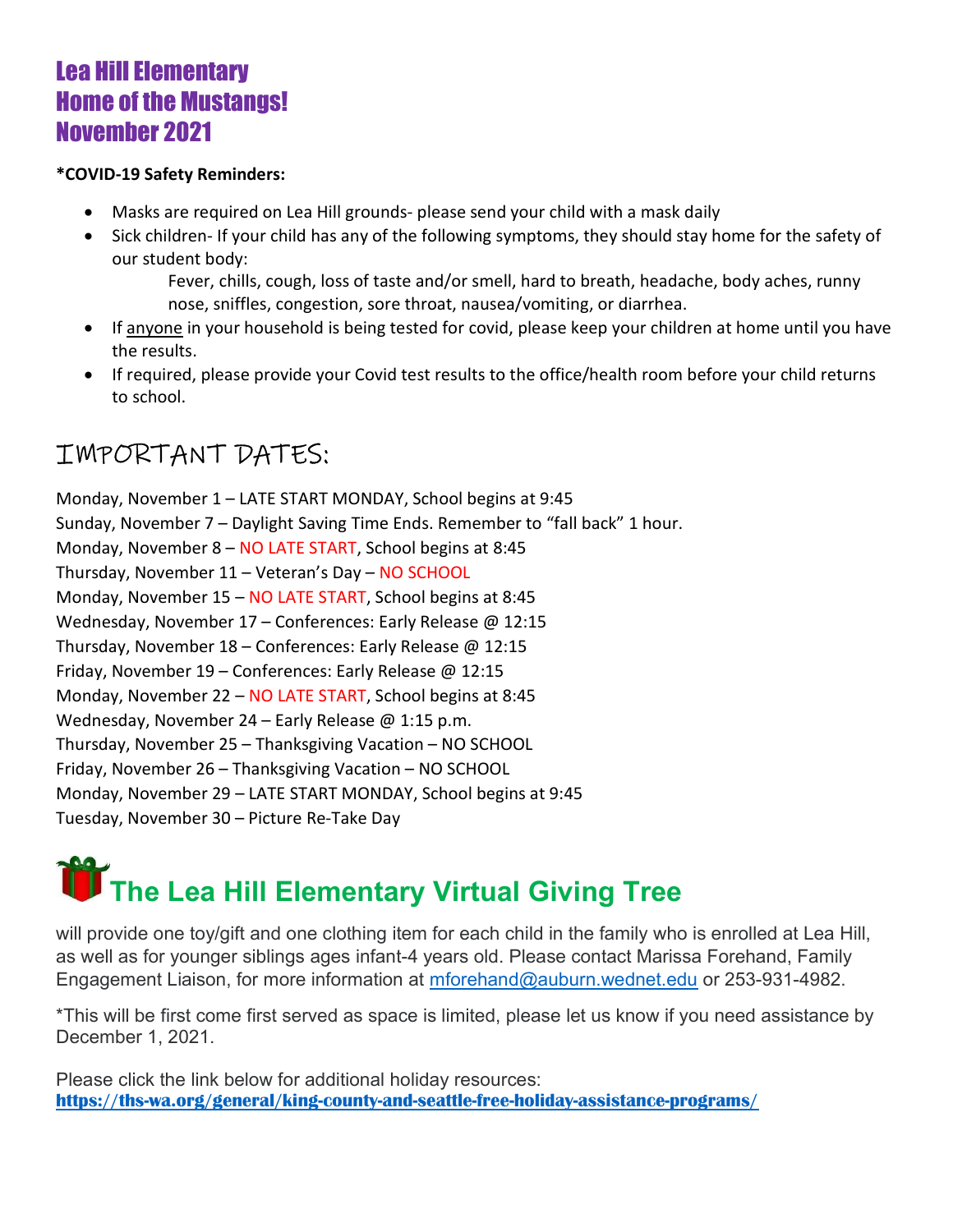# Lea Hill Elementary
# Home of the Mustangs!
# November 2021

**\*COVID-19 Safety Reminders:**

- Masks are required on Lea Hill grounds- please send your child with a mask daily
- Sick children- If your child has any of the following symptoms, they should stay home for the safety of our student body:

  Fever, chills, cough, loss of taste and/or smell, hard to breath, headache, body aches, runny nose, sniffles, congestion, sore throat, nausea/vomiting, or diarrhea.
- If anyone in your household is being tested for covid, please keep your children at home until you have the results.
- If required, please provide your Covid test results to the office/health room before your child returns to school.

## IMPORTANT DATES:

Monday, November 1 – LATE START MONDAY, School begins at 9:45
Sunday, November 7 – Daylight Saving Time Ends. Remember to "fall back" 1 hour.
Monday, November 8 – NO LATE START, School begins at 8:45
Thursday, November 11 – Veteran's Day – NO SCHOOL
Monday, November 15 – NO LATE START, School begins at 8:45
Wednesday, November 17 – Conferences: Early Release @ 12:15
Thursday, November 18 – Conferences: Early Release @ 12:15
Friday, November 19 – Conferences: Early Release @ 12:15
Monday, November 22 – NO LATE START, School begins at 8:45
Wednesday, November 24 – Early Release @ 1:15 p.m.
Thursday, November 25 – Thanksgiving Vacation – NO SCHOOL
Friday, November 26 – Thanksgiving Vacation – NO SCHOOL
Monday, November 29 – LATE START MONDAY, School begins at 9:45
Tuesday, November 30 – Picture Re-Take Day

## The Lea Hill Elementary Virtual Giving Tree

will provide one toy/gift and one clothing item for each child in the family who is enrolled at Lea Hill, as well as for younger siblings ages infant-4 years old. Please contact Marissa Forehand, Family Engagement Liaison, for more information at mforehand@auburn.wednet.edu or 253-931-4982.

\*This will be first come first served as space is limited, please let us know if you need assistance by December 1, 2021.

Please click the link below for additional holiday resources:
**https://ths-wa.org/general/king-county-and-seattle-free-holiday-assistance-programs/**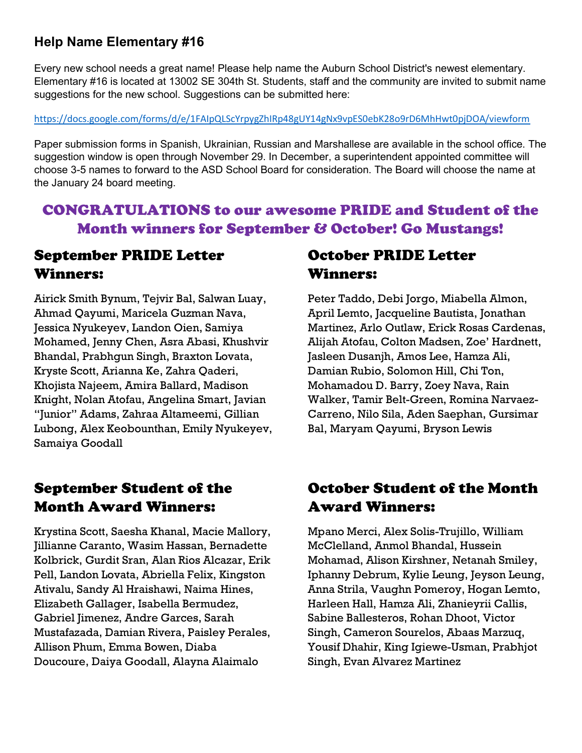## Help Name Elementary #16

Every new school needs a great name! Please help name the Auburn School District's newest elementary. Elementary #16 is located at 13002 SE 304th St. Students, staff and the community are invited to submit name suggestions for the new school. Suggestions can be submitted here:

https://docs.google.com/forms/d/e/1FAIpQLScYrpygZhIRp48gUY14gNx9vpES0ebK28o9rD6MhHwt0pjDOA/viewform

Paper submission forms in Spanish, Ukrainian, Russian and Marshallese are available in the school office. The suggestion window is open through November 29. In December, a superintendent appointed committee will choose 3-5 names to forward to the ASD School Board for consideration. The Board will choose the name at the January 24 board meeting.

## CONGRATULATIONS to our awesome PRIDE and Student of the Month winners for September & October! Go Mustangs!

### September PRIDE Letter Winners:

Airick Smith Bynum, Tejvir Bal, Salwan Luay, Ahmad Qayumi, Maricela Guzman Nava, Jessica Nyukeyev, Landon Oien, Samiya Mohamed, Jenny Chen, Asra Abasi, Khushvir Bhandal, Prabhgun Singh, Braxton Lovata, Kryste Scott, Arianna Ke, Zahra Qaderi, Khojista Najeem, Amira Ballard, Madison Knight, Nolan Atofau, Angelina Smart, Javian "Junior" Adams, Zahraa Altameemi, Gillian Lubong, Alex Keobounthan, Emily Nyukeyev, Samaiya Goodall

### October PRIDE Letter Winners:

Peter Taddo, Debi Jorgo, Miabella Almon, April Lemto, Jacqueline Bautista, Jonathan Martinez, Arlo Outlaw, Erick Rosas Cardenas, Alijah Atofau, Colton Madsen, Zoe' Hardnett, Jasleen Dusanjh, Amos Lee, Hamza Ali, Damian Rubio, Solomon Hill, Chi Ton, Mohamadou D. Barry, Zoey Nava, Rain Walker, Tamir Belt-Green, Romina Narvaez-Carreno, Nilo Sila, Aden Saephan, Gursimar Bal, Maryam Qayumi, Bryson Lewis

### September Student of the Month Award Winners:

Krystina Scott, Saesha Khanal, Macie Mallory, Jillianne Caranto, Wasim Hassan, Bernadette Kolbrick, Gurdit Sran, Alan Rios Alcazar, Erik Pell, Landon Lovata, Abriella Felix, Kingston Ativalu, Sandy Al Hraishawi, Naima Hines, Elizabeth Gallager, Isabella Bermudez, Gabriel Jimenez, Andre Garces, Sarah Mustafazada, Damian Rivera, Paisley Perales, Allison Phum, Emma Bowen, Diaba Doucoure, Daiya Goodall, Alayna Alaimalo

### October Student of the Month Award Winners:

Mpano Merci, Alex Solis-Trujillo, William McClelland, Anmol Bhandal, Hussein Mohamad, Alison Kirshner, Netanah Smiley, Iphanny Debrum, Kylie Leung, Jeyson Leung, Anna Strila, Vaughn Pomeroy, Hogan Lemto, Harleen Hall, Hamza Ali, Zhanieyrii Callis, Sabine Ballesteros, Rohan Dhoot, Victor Singh, Cameron Sourelos, Abaas Marzuq, Yousif Dhahir, King Igiewe-Usman, Prabhjot Singh, Evan Alvarez Martinez